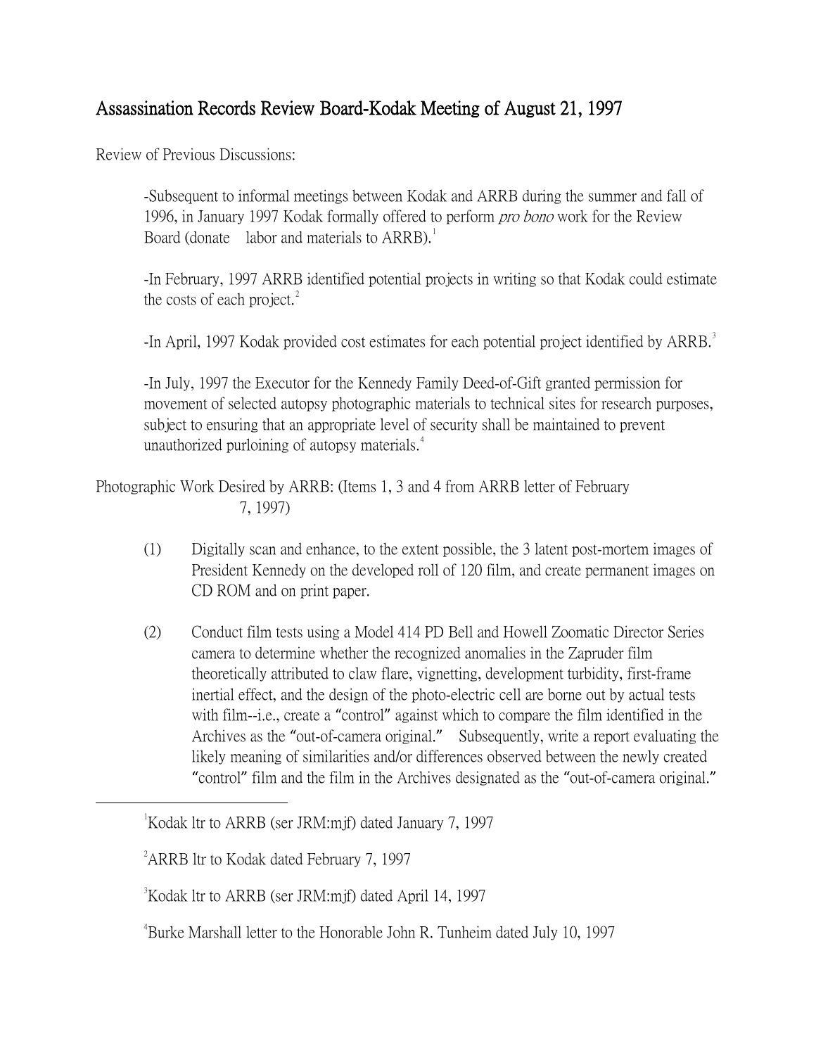# Assassination Records Review Board-Kodak Meeting of August 21, 1997

Review of Previous Discussions:

-Subsequent to informal meetings between Kodak and ARRB during the summer and fall of 1996, in January 1997 Kodak formally offered to perform *pro bono* work for the Review Board (donate labor and materials to ARRB).[1]

-In February, 1997 ARRB identified potential projects in writing so that Kodak could estimate the costs of each project.[2]

-In April, 1997 Kodak provided cost estimates for each potential project identified by ARRB.[3]

-In July, 1997 the Executor for the Kennedy Family Deed-of-Gift granted permission for movement of selected autopsy photographic materials to technical sites for research purposes, subject to ensuring that an appropriate level of security shall be maintained to prevent unauthorized purloining of autopsy materials.[4]

Photographic Work Desired by ARRB: (Items 1, 3 and 4 from ARRB letter of February 7, 1997)

(1) Digitally scan and enhance, to the extent possible, the 3 latent post-mortem images of President Kennedy on the developed roll of 120 film, and create permanent images on CD ROM and on print paper.

(2) Conduct film tests using a Model 414 PD Bell and Howell Zoomatic Director Series camera to determine whether the recognized anomalies in the Zapruder film theoretically attributed to claw flare, vignetting, development turbidity, first-frame inertial effect, and the design of the photo-electric cell are borne out by actual tests with film--i.e., create a "control" against which to compare the film identified in the Archives as the "out-of-camera original." Subsequently, write a report evaluating the likely meaning of similarities and/or differences observed between the newly created "control" film and the film in the Archives designated as the "out-of-camera original."

---

[1] Kodak ltr to ARRB (ser JRM:mjf) dated January 7, 1997

[2] ARRB ltr to Kodak dated February 7, 1997

[3] Kodak ltr to ARRB (ser JRM:mjf) dated April 14, 1997

[4] Burke Marshall letter to the Honorable John R. Tunheim dated July 10, 1997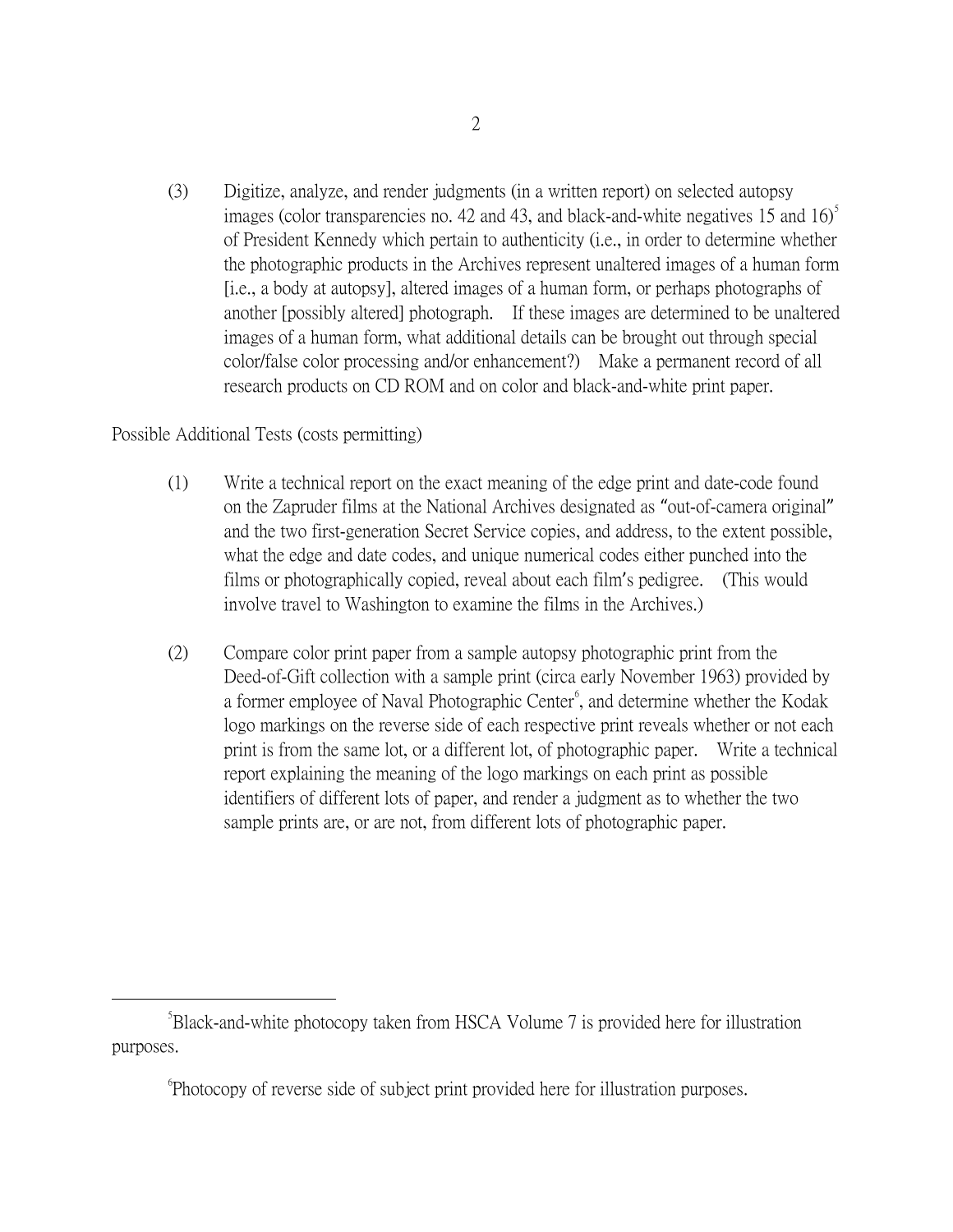(3) Digitize, analyze, and render judgments (in a written report) on selected autopsy images (color transparencies no. 42 and 43, and black-and-white negatives 15 and 16)[5] of President Kennedy which pertain to authenticity (i.e., in order to determine whether the photographic products in the Archives represent unaltered images of a human form [i.e., a body at autopsy], altered images of a human form, or perhaps photographs of another [possibly altered] photograph. If these images are determined to be unaltered images of a human form, what additional details can be brought out through special color/false color processing and/or enhancement?) Make a permanent record of all research products on CD ROM and on color and black-and-white print paper.

Possible Additional Tests (costs permitting)

(1) Write a technical report on the exact meaning of the edge print and date-code found on the Zapruder films at the National Archives designated as "out-of-camera original" and the two first-generation Secret Service copies, and address, to the extent possible, what the edge and date codes, and unique numerical codes either punched into the films or photographically copied, reveal about each film's pedigree. (This would involve travel to Washington to examine the films in the Archives.)

(2) Compare color print paper from a sample autopsy photographic print from the Deed-of-Gift collection with a sample print (circa early November 1963) provided by a former employee of Naval Photographic Center[6], and determine whether the Kodak logo markings on the reverse side of each respective print reveals whether or not each print is from the same lot, or a different lot, of photographic paper. Write a technical report explaining the meaning of the logo markings on each print as possible identifiers of different lots of paper, and render a judgment as to whether the two sample prints are, or are not, from different lots of photographic paper.

---

[5] Black-and-white photocopy taken from HSCA Volume 7 is provided here for illustration purposes.

[6] Photocopy of reverse side of subject print provided here for illustration purposes.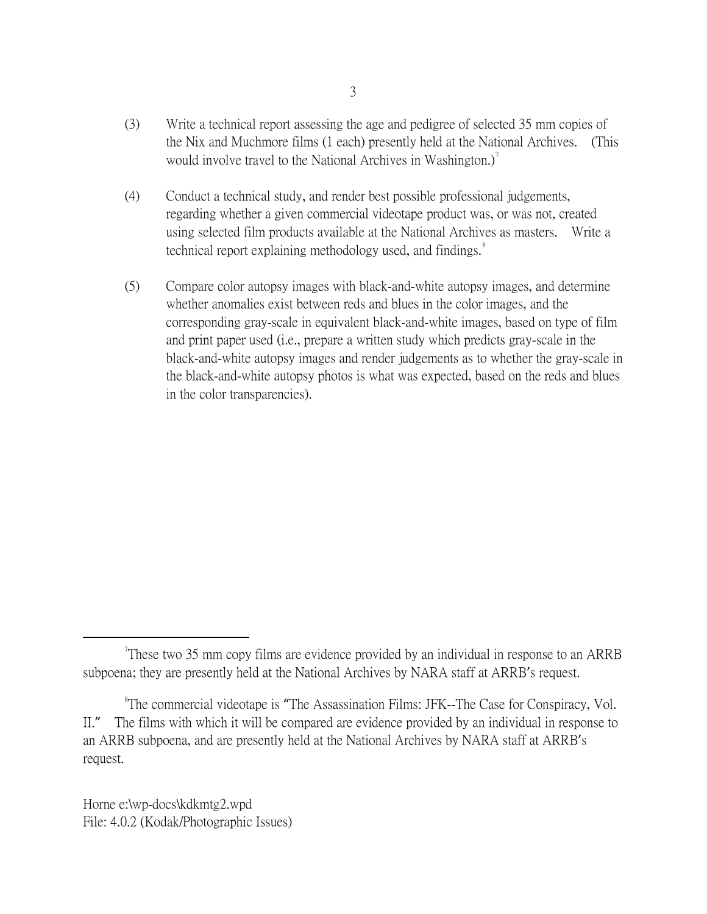(3) Write a technical report assessing the age and pedigree of selected 35 mm copies of the Nix and Muchmore films (1 each) presently held at the National Archives. (This would involve travel to the National Archives in Washington.)[7]

(4) Conduct a technical study, and render best possible professional judgements, regarding whether a given commercial videotape product was, or was not, created using selected film products available at the National Archives as masters. Write a technical report explaining methodology used, and findings.[8]

(5) Compare color autopsy images with black-and-white autopsy images, and determine whether anomalies exist between reds and blues in the color images, and the corresponding gray-scale in equivalent black-and-white images, based on type of film and print paper used (i.e., prepare a written study which predicts gray-scale in the black-and-white autopsy images and render judgements as to whether the gray-scale in the black-and-white autopsy photos is what was expected, based on the reds and blues in the color transparencies).

---

[7] These two 35 mm copy films are evidence provided by an individual in response to an ARRB subpoena; they are presently held at the National Archives by NARA staff at ARRB's request.

[8] The commercial videotape is "The Assassination Films: JFK--The Case for Conspiracy, Vol. II." The films with which it will be compared are evidence provided by an individual in response to an ARRB subpoena, and are presently held at the National Archives by NARA staff at ARRB's request.

Horne e:\wp-docs\kdkmtg2.wpd
File: 4.0.2 (Kodak/Photographic Issues)